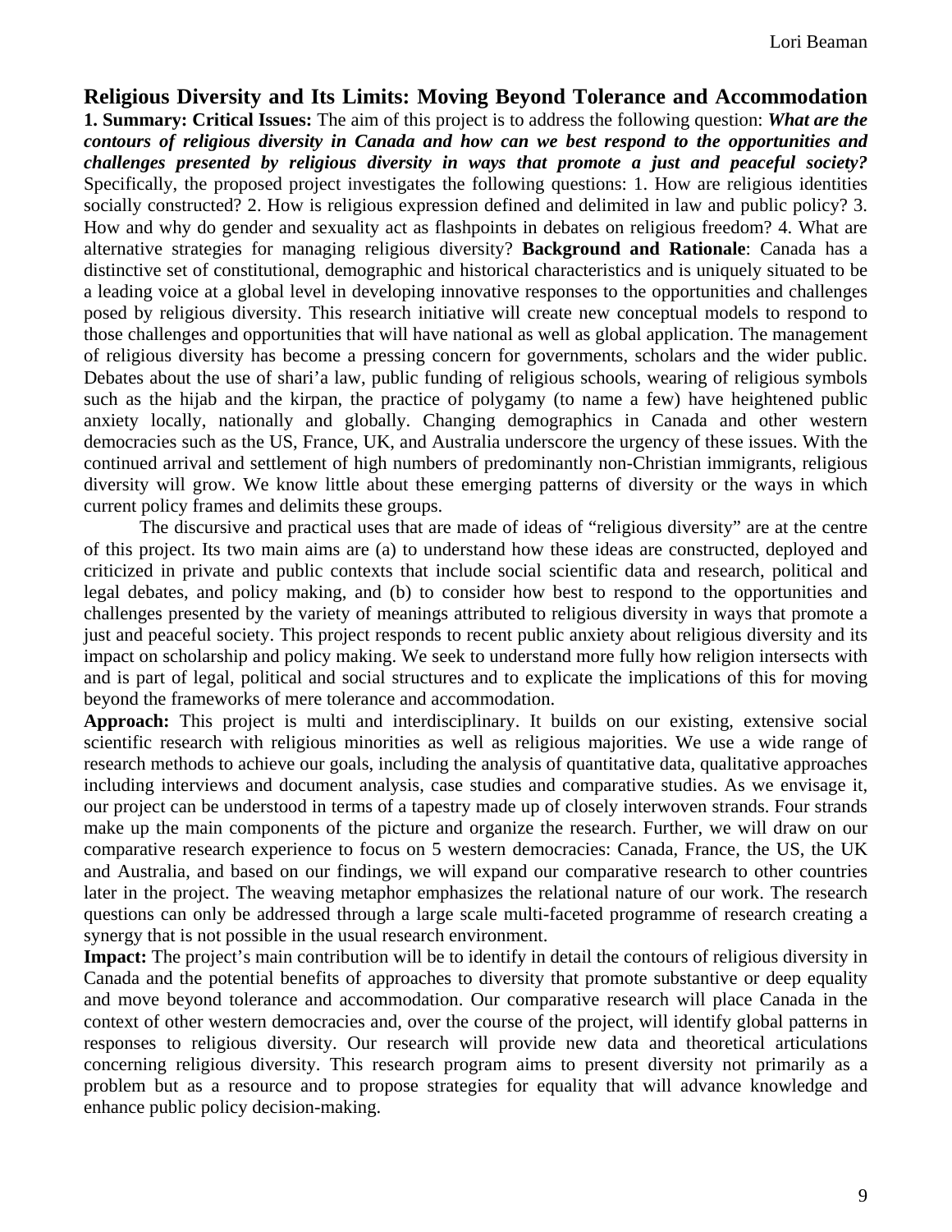# Religious Diversity and Its Limits: Moving Beyond Tolerance and Accommodation

**1. Summary: Critical Issues:** The aim of this project is to address the following question: ***What are the contours of religious diversity in Canada and how can we best respond to the opportunities and challenges presented by religious diversity in ways that promote a just and peaceful society?*** Specifically, the proposed project investigates the following questions: 1. How are religious identities socially constructed? 2. How is religious expression defined and delimited in law and public policy? 3. How and why do gender and sexuality act as flashpoints in debates on religious freedom? 4. What are alternative strategies for managing religious diversity? **Background and Rationale**: Canada has a distinctive set of constitutional, demographic and historical characteristics and is uniquely situated to be a leading voice at a global level in developing innovative responses to the opportunities and challenges posed by religious diversity. This research initiative will create new conceptual models to respond to those challenges and opportunities that will have national as well as global application. The management of religious diversity has become a pressing concern for governments, scholars and the wider public. Debates about the use of shari'a law, public funding of religious schools, wearing of religious symbols such as the hijab and the kirpan, the practice of polygamy (to name a few) have heightened public anxiety locally, nationally and globally. Changing demographics in Canada and other western democracies such as the US, France, UK, and Australia underscore the urgency of these issues. With the continued arrival and settlement of high numbers of predominantly non-Christian immigrants, religious diversity will grow. We know little about these emerging patterns of diversity or the ways in which current policy frames and delimits these groups.

The discursive and practical uses that are made of ideas of "religious diversity" are at the centre of this project. Its two main aims are (a) to understand how these ideas are constructed, deployed and criticized in private and public contexts that include social scientific data and research, political and legal debates, and policy making, and (b) to consider how best to respond to the opportunities and challenges presented by the variety of meanings attributed to religious diversity in ways that promote a just and peaceful society. This project responds to recent public anxiety about religious diversity and its impact on scholarship and policy making. We seek to understand more fully how religion intersects with and is part of legal, political and social structures and to explicate the implications of this for moving beyond the frameworks of mere tolerance and accommodation.

**Approach:** This project is multi and interdisciplinary. It builds on our existing, extensive social scientific research with religious minorities as well as religious majorities. We use a wide range of research methods to achieve our goals, including the analysis of quantitative data, qualitative approaches including interviews and document analysis, case studies and comparative studies. As we envisage it, our project can be understood in terms of a tapestry made up of closely interwoven strands. Four strands make up the main components of the picture and organize the research. Further, we will draw on our comparative research experience to focus on 5 western democracies: Canada, France, the US, the UK and Australia, and based on our findings, we will expand our comparative research to other countries later in the project. The weaving metaphor emphasizes the relational nature of our work. The research questions can only be addressed through a large scale multi-faceted programme of research creating a synergy that is not possible in the usual research environment.

**Impact:** The project's main contribution will be to identify in detail the contours of religious diversity in Canada and the potential benefits of approaches to diversity that promote substantive or deep equality and move beyond tolerance and accommodation. Our comparative research will place Canada in the context of other western democracies and, over the course of the project, will identify global patterns in responses to religious diversity. Our research will provide new data and theoretical articulations concerning religious diversity. This research program aims to present diversity not primarily as a problem but as a resource and to propose strategies for equality that will advance knowledge and enhance public policy decision-making.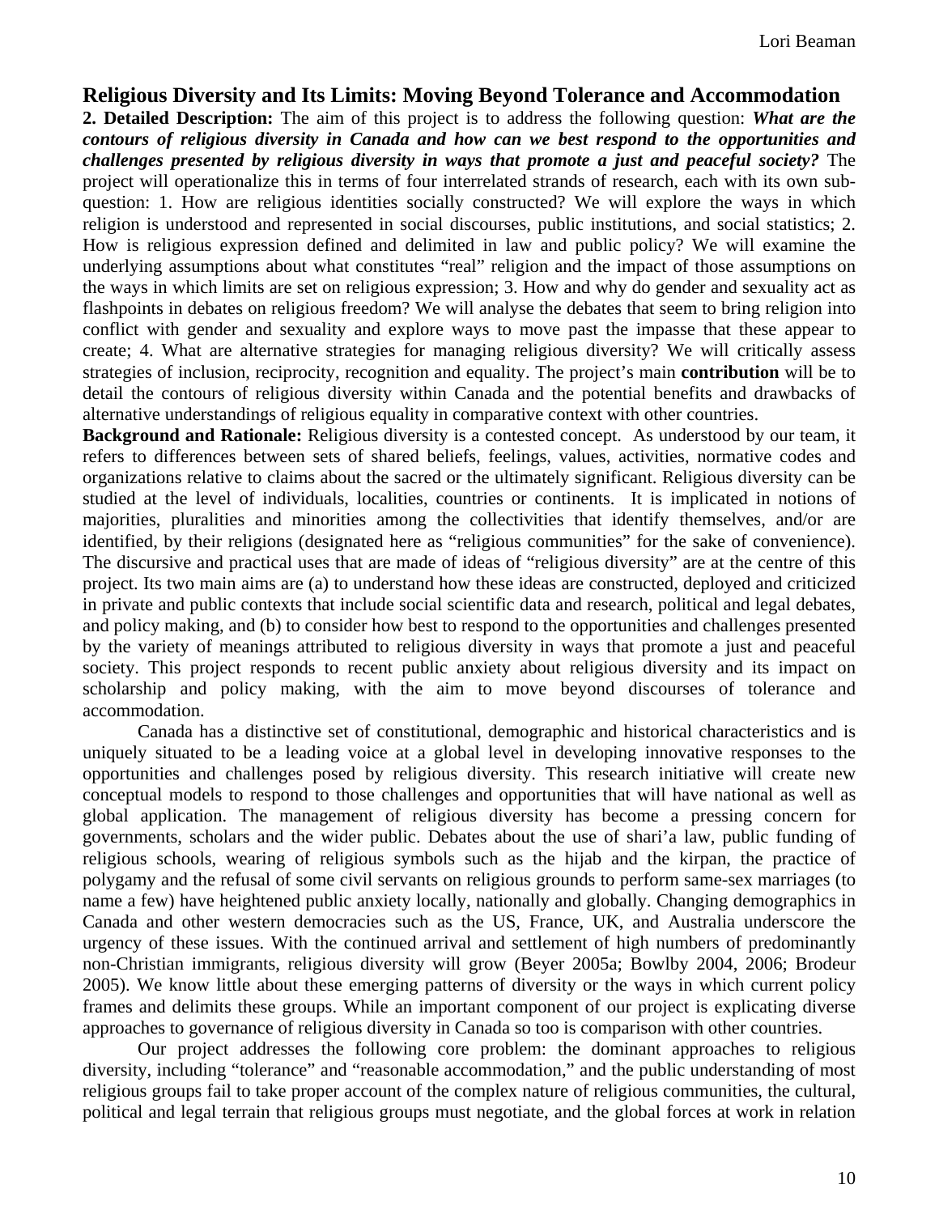## Religious Diversity and Its Limits: Moving Beyond Tolerance and Accommodation

**2. Detailed Description:** The aim of this project is to address the following question: ***What are the contours of religious diversity in Canada and how can we best respond to the opportunities and challenges presented by religious diversity in ways that promote a just and peaceful society?*** The project will operationalize this in terms of four interrelated strands of research, each with its own sub-question: 1. How are religious identities socially constructed? We will explore the ways in which religion is understood and represented in social discourses, public institutions, and social statistics; 2. How is religious expression defined and delimited in law and public policy? We will examine the underlying assumptions about what constitutes "real" religion and the impact of those assumptions on the ways in which limits are set on religious expression; 3. How and why do gender and sexuality act as flashpoints in debates on religious freedom? We will analyse the debates that seem to bring religion into conflict with gender and sexuality and explore ways to move past the impasse that these appear to create; 4. What are alternative strategies for managing religious diversity? We will critically assess strategies of inclusion, reciprocity, recognition and equality. The project's main **contribution** will be to detail the contours of religious diversity within Canada and the potential benefits and drawbacks of alternative understandings of religious equality in comparative context with other countries.

**Background and Rationale:** Religious diversity is a contested concept. As understood by our team, it refers to differences between sets of shared beliefs, feelings, values, activities, normative codes and organizations relative to claims about the sacred or the ultimately significant. Religious diversity can be studied at the level of individuals, localities, countries or continents. It is implicated in notions of majorities, pluralities and minorities among the collectivities that identify themselves, and/or are identified, by their religions (designated here as "religious communities" for the sake of convenience). The discursive and practical uses that are made of ideas of "religious diversity" are at the centre of this project. Its two main aims are (a) to understand how these ideas are constructed, deployed and criticized in private and public contexts that include social scientific data and research, political and legal debates, and policy making, and (b) to consider how best to respond to the opportunities and challenges presented by the variety of meanings attributed to religious diversity in ways that promote a just and peaceful society. This project responds to recent public anxiety about religious diversity and its impact on scholarship and policy making, with the aim to move beyond discourses of tolerance and accommodation.

Canada has a distinctive set of constitutional, demographic and historical characteristics and is uniquely situated to be a leading voice at a global level in developing innovative responses to the opportunities and challenges posed by religious diversity. This research initiative will create new conceptual models to respond to those challenges and opportunities that will have national as well as global application. The management of religious diversity has become a pressing concern for governments, scholars and the wider public. Debates about the use of shari'a law, public funding of religious schools, wearing of religious symbols such as the hijab and the kirpan, the practice of polygamy and the refusal of some civil servants on religious grounds to perform same-sex marriages (to name a few) have heightened public anxiety locally, nationally and globally. Changing demographics in Canada and other western democracies such as the US, France, UK, and Australia underscore the urgency of these issues. With the continued arrival and settlement of high numbers of predominantly non-Christian immigrants, religious diversity will grow (Beyer 2005a; Bowlby 2004, 2006; Brodeur 2005). We know little about these emerging patterns of diversity or the ways in which current policy frames and delimits these groups. While an important component of our project is explicating diverse approaches to governance of religious diversity in Canada so too is comparison with other countries.

Our project addresses the following core problem: the dominant approaches to religious diversity, including "tolerance" and "reasonable accommodation," and the public understanding of most religious groups fail to take proper account of the complex nature of religious communities, the cultural, political and legal terrain that religious groups must negotiate, and the global forces at work in relation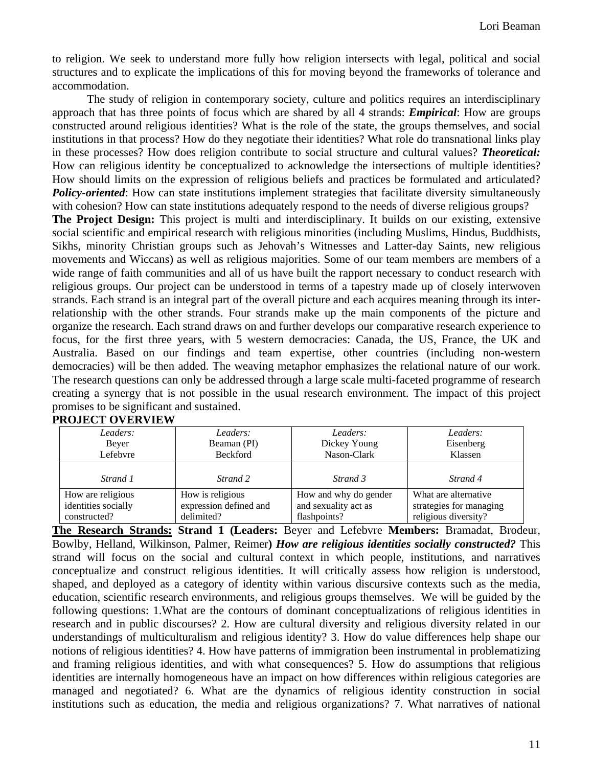to religion. We seek to understand more fully how religion intersects with legal, political and social structures and to explicate the implications of this for moving beyond the frameworks of tolerance and accommodation.

The study of religion in contemporary society, culture and politics requires an interdisciplinary approach that has three points of focus which are shared by all 4 strands: ***Empirical***: How are groups constructed around religious identities? What is the role of the state, the groups themselves, and social institutions in that process? How do they negotiate their identities? What role do transnational links play in these processes? How does religion contribute to social structure and cultural values? ***Theoretical:*** How can religious identity be conceptualized to acknowledge the intersections of multiple identities? How should limits on the expression of religious beliefs and practices be formulated and articulated? ***Policy-oriented***: How can state institutions implement strategies that facilitate diversity simultaneously with cohesion? How can state institutions adequately respond to the needs of diverse religious groups?

**The Project Design:** This project is multi and interdisciplinary. It builds on our existing, extensive social scientific and empirical research with religious minorities (including Muslims, Hindus, Buddhists, Sikhs, minority Christian groups such as Jehovah's Witnesses and Latter-day Saints, new religious movements and Wiccans) as well as religious majorities. Some of our team members are members of a wide range of faith communities and all of us have built the rapport necessary to conduct research with religious groups. Our project can be understood in terms of a tapestry made up of closely interwoven strands. Each strand is an integral part of the overall picture and each acquires meaning through its inter-relationship with the other strands. Four strands make up the main components of the picture and organize the research. Each strand draws on and further develops our comparative research experience to focus, for the first three years, with 5 western democracies: Canada, the US, France, the UK and Australia. Based on our findings and team expertise, other countries (including non-western democracies) will be then added. The weaving metaphor emphasizes the relational nature of our work. The research questions can only be addressed through a large scale multi-faceted programme of research creating a synergy that is not possible in the usual research environment. The impact of this project promises to be significant and sustained.

**PROJECT OVERVIEW**

| *Leaders:* Beyer Lefebvre | *Leaders:* Beaman (PI) Beckford | *Leaders:* Dickey Young Nason-Clark | *Leaders:* Eisenberg Klassen |
|---|---|---|---|
| *Strand 1* | *Strand 2* | *Strand 3* | *Strand 4* |
| How are religious identities socially constructed? | How is religious expression defined and delimited? | How and why do gender and sexuality act as flashpoints? | What are alternative strategies for managing religious diversity? |

**The Research Strands: Strand 1 (Leaders:** Beyer and Lefebvre **Members:** Bramadat, Brodeur, Bowlby, Helland, Wilkinson, Palmer, Reimer**)** ***How are religious identities socially constructed?*** This strand will focus on the social and cultural context in which people, institutions, and narratives conceptualize and construct religious identities. It will critically assess how religion is understood, shaped, and deployed as a category of identity within various discursive contexts such as the media, education, scientific research environments, and religious groups themselves. We will be guided by the following questions: 1.What are the contours of dominant conceptualizations of religious identities in research and in public discourses? 2. How are cultural diversity and religious diversity related in our understandings of multiculturalism and religious identity? 3. How do value differences help shape our notions of religious identities? 4. How have patterns of immigration been instrumental in problematizing and framing religious identities, and with what consequences? 5. How do assumptions that religious identities are internally homogeneous have an impact on how differences within religious categories are managed and negotiated? 6. What are the dynamics of religious identity construction in social institutions such as education, the media and religious organizations? 7. What narratives of national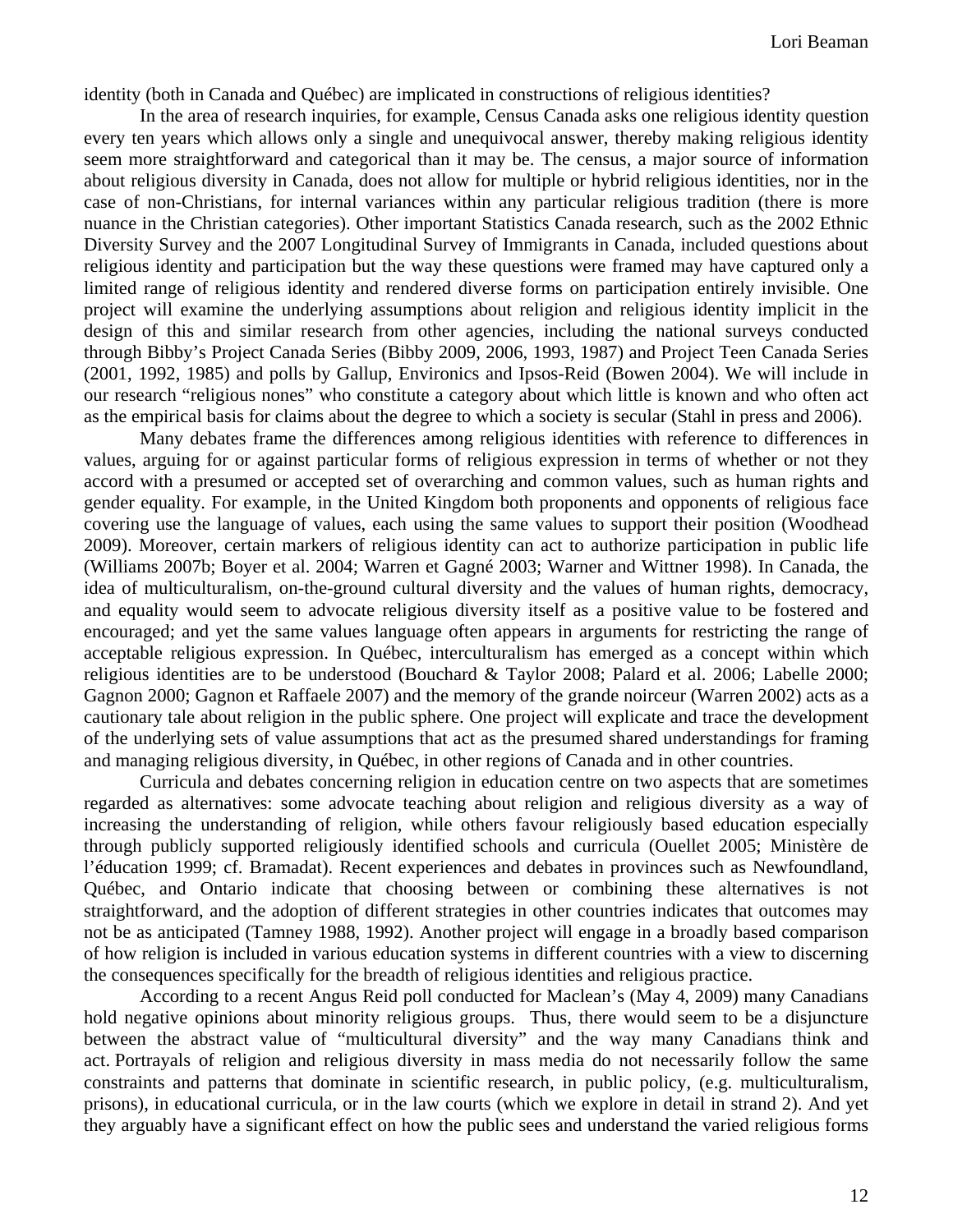identity (both in Canada and Québec) are implicated in constructions of religious identities?

In the area of research inquiries, for example, Census Canada asks one religious identity question every ten years which allows only a single and unequivocal answer, thereby making religious identity seem more straightforward and categorical than it may be. The census, a major source of information about religious diversity in Canada, does not allow for multiple or hybrid religious identities, nor in the case of non-Christians, for internal variances within any particular religious tradition (there is more nuance in the Christian categories). Other important Statistics Canada research, such as the 2002 Ethnic Diversity Survey and the 2007 Longitudinal Survey of Immigrants in Canada, included questions about religious identity and participation but the way these questions were framed may have captured only a limited range of religious identity and rendered diverse forms on participation entirely invisible. One project will examine the underlying assumptions about religion and religious identity implicit in the design of this and similar research from other agencies, including the national surveys conducted through Bibby's Project Canada Series (Bibby 2009, 2006, 1993, 1987) and Project Teen Canada Series (2001, 1992, 1985) and polls by Gallup, Environics and Ipsos-Reid (Bowen 2004). We will include in our research "religious nones" who constitute a category about which little is known and who often act as the empirical basis for claims about the degree to which a society is secular (Stahl in press and 2006).

Many debates frame the differences among religious identities with reference to differences in values, arguing for or against particular forms of religious expression in terms of whether or not they accord with a presumed or accepted set of overarching and common values, such as human rights and gender equality. For example, in the United Kingdom both proponents and opponents of religious face covering use the language of values, each using the same values to support their position (Woodhead 2009). Moreover, certain markers of religious identity can act to authorize participation in public life (Williams 2007b; Boyer et al. 2004; Warren et Gagné 2003; Warner and Wittner 1998). In Canada, the idea of multiculturalism, on-the-ground cultural diversity and the values of human rights, democracy, and equality would seem to advocate religious diversity itself as a positive value to be fostered and encouraged; and yet the same values language often appears in arguments for restricting the range of acceptable religious expression. In Québec, interculturalism has emerged as a concept within which religious identities are to be understood (Bouchard & Taylor 2008; Palard et al. 2006; Labelle 2000; Gagnon 2000; Gagnon et Raffaele 2007) and the memory of the grande noirceur (Warren 2002) acts as a cautionary tale about religion in the public sphere. One project will explicate and trace the development of the underlying sets of value assumptions that act as the presumed shared understandings for framing and managing religious diversity, in Québec, in other regions of Canada and in other countries.

Curricula and debates concerning religion in education centre on two aspects that are sometimes regarded as alternatives: some advocate teaching about religion and religious diversity as a way of increasing the understanding of religion, while others favour religiously based education especially through publicly supported religiously identified schools and curricula (Ouellet 2005; Ministère de l'éducation 1999; cf. Bramadat). Recent experiences and debates in provinces such as Newfoundland, Québec, and Ontario indicate that choosing between or combining these alternatives is not straightforward, and the adoption of different strategies in other countries indicates that outcomes may not be as anticipated (Tamney 1988, 1992). Another project will engage in a broadly based comparison of how religion is included in various education systems in different countries with a view to discerning the consequences specifically for the breadth of religious identities and religious practice.

According to a recent Angus Reid poll conducted for Maclean's (May 4, 2009) many Canadians hold negative opinions about minority religious groups. Thus, there would seem to be a disjuncture between the abstract value of "multicultural diversity" and the way many Canadians think and act. Portrayals of religion and religious diversity in mass media do not necessarily follow the same constraints and patterns that dominate in scientific research, in public policy, (e.g. multiculturalism, prisons), in educational curricula, or in the law courts (which we explore in detail in strand 2). And yet they arguably have a significant effect on how the public sees and understand the varied religious forms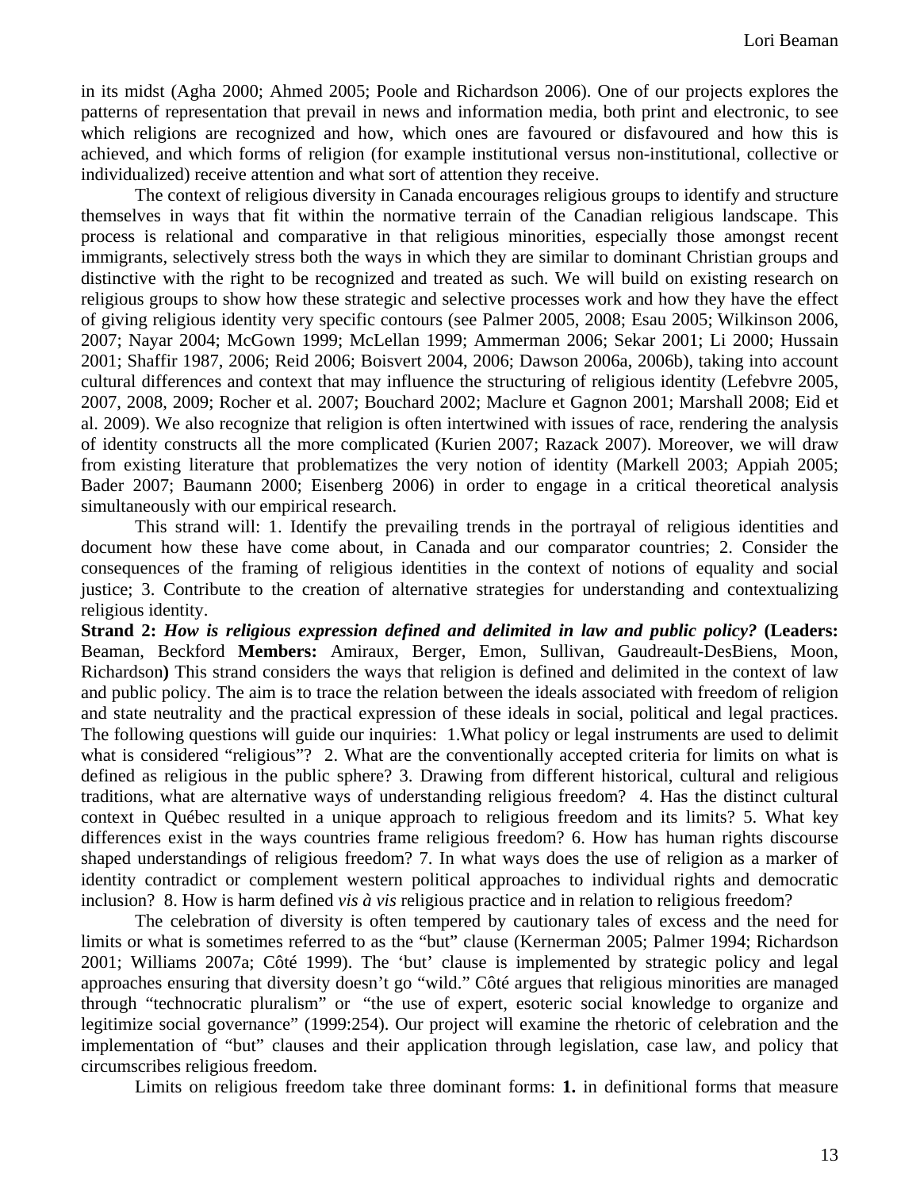in its midst (Agha 2000; Ahmed 2005; Poole and Richardson 2006). One of our projects explores the patterns of representation that prevail in news and information media, both print and electronic, to see which religions are recognized and how, which ones are favoured or disfavoured and how this is achieved, and which forms of religion (for example institutional versus non-institutional, collective or individualized) receive attention and what sort of attention they receive.

The context of religious diversity in Canada encourages religious groups to identify and structure themselves in ways that fit within the normative terrain of the Canadian religious landscape. This process is relational and comparative in that religious minorities, especially those amongst recent immigrants, selectively stress both the ways in which they are similar to dominant Christian groups and distinctive with the right to be recognized and treated as such. We will build on existing research on religious groups to show how these strategic and selective processes work and how they have the effect of giving religious identity very specific contours (see Palmer 2005, 2008; Esau 2005; Wilkinson 2006, 2007; Nayar 2004; McGown 1999; McLellan 1999; Ammerman 2006; Sekar 2001; Li 2000; Hussain 2001; Shaffir 1987, 2006; Reid 2006; Boisvert 2004, 2006; Dawson 2006a, 2006b), taking into account cultural differences and context that may influence the structuring of religious identity (Lefebvre 2005, 2007, 2008, 2009; Rocher et al. 2007; Bouchard 2002; Maclure et Gagnon 2001; Marshall 2008; Eid et al. 2009). We also recognize that religion is often intertwined with issues of race, rendering the analysis of identity constructs all the more complicated (Kurien 2007; Razack 2007). Moreover, we will draw from existing literature that problematizes the very notion of identity (Markell 2003; Appiah 2005; Bader 2007; Baumann 2000; Eisenberg 2006) in order to engage in a critical theoretical analysis simultaneously with our empirical research.

This strand will: 1. Identify the prevailing trends in the portrayal of religious identities and document how these have come about, in Canada and our comparator countries; 2. Consider the consequences of the framing of religious identities in the context of notions of equality and social justice; 3. Contribute to the creation of alternative strategies for understanding and contextualizing religious identity.

**Strand 2: *How is religious expression defined and delimited in law and public policy?* (Leaders:** Beaman, Beckford **Members:** Amiraux, Berger, Emon, Sullivan, Gaudreault-DesBiens, Moon, Richardson**)** This strand considers the ways that religion is defined and delimited in the context of law and public policy. The aim is to trace the relation between the ideals associated with freedom of religion and state neutrality and the practical expression of these ideals in social, political and legal practices. The following questions will guide our inquiries: 1.What policy or legal instruments are used to delimit what is considered "religious"? 2. What are the conventionally accepted criteria for limits on what is defined as religious in the public sphere? 3. Drawing from different historical, cultural and religious traditions, what are alternative ways of understanding religious freedom? 4. Has the distinct cultural context in Québec resulted in a unique approach to religious freedom and its limits? 5. What key differences exist in the ways countries frame religious freedom? 6. How has human rights discourse shaped understandings of religious freedom? 7. In what ways does the use of religion as a marker of identity contradict or complement western political approaches to individual rights and democratic inclusion? 8. How is harm defined *vis à vis* religious practice and in relation to religious freedom?

The celebration of diversity is often tempered by cautionary tales of excess and the need for limits or what is sometimes referred to as the "but" clause (Kernerman 2005; Palmer 1994; Richardson 2001; Williams 2007a; Côté 1999). The 'but' clause is implemented by strategic policy and legal approaches ensuring that diversity doesn't go "wild." Côté argues that religious minorities are managed through "technocratic pluralism" or "the use of expert, esoteric social knowledge to organize and legitimize social governance" (1999:254). Our project will examine the rhetoric of celebration and the implementation of "but" clauses and their application through legislation, case law, and policy that circumscribes religious freedom.

Limits on religious freedom take three dominant forms: **1.** in definitional forms that measure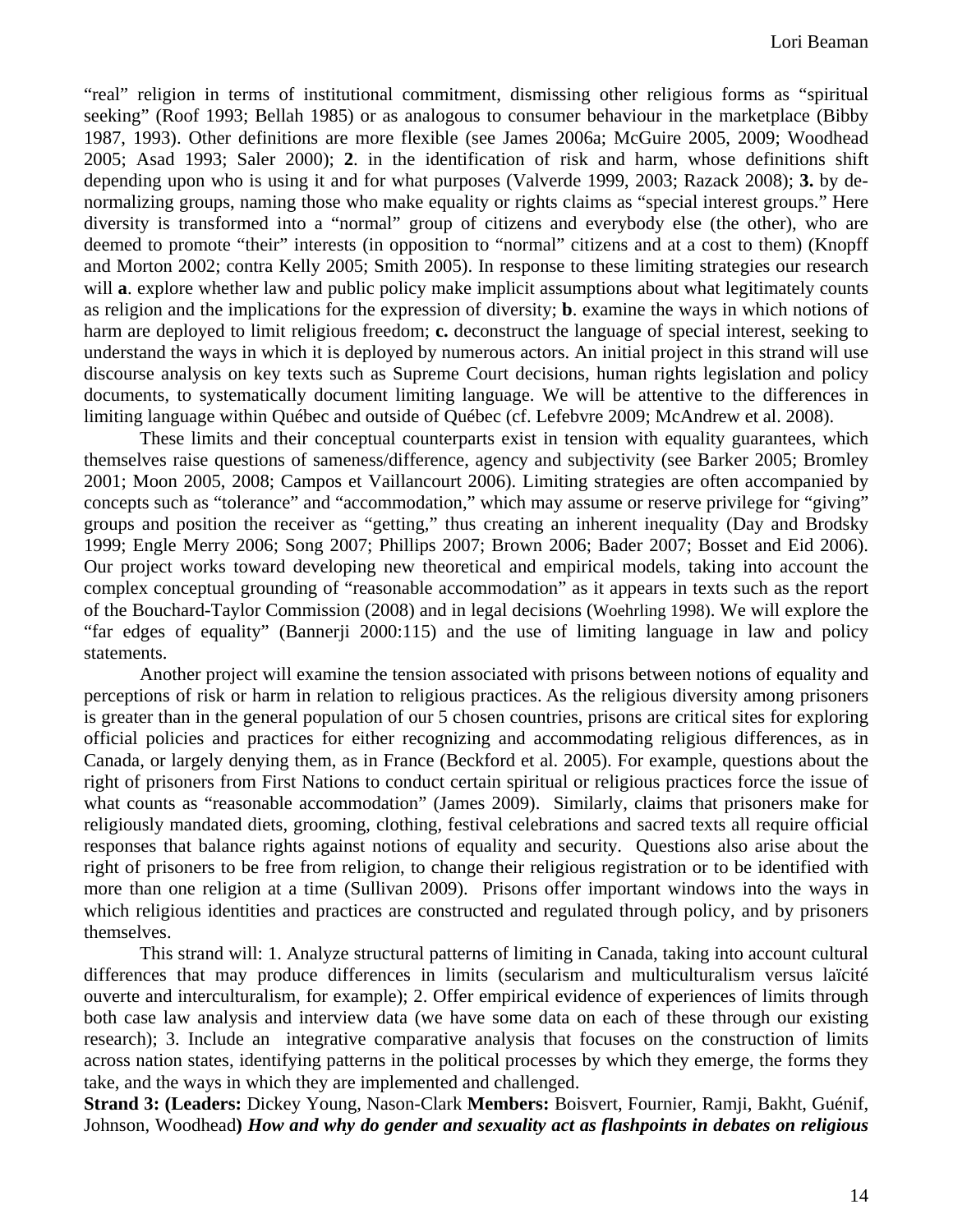"real" religion in terms of institutional commitment, dismissing other religious forms as "spiritual seeking" (Roof 1993; Bellah 1985) or as analogous to consumer behaviour in the marketplace (Bibby 1987, 1993). Other definitions are more flexible (see James 2006a; McGuire 2005, 2009; Woodhead 2005; Asad 1993; Saler 2000); **2**. in the identification of risk and harm, whose definitions shift depending upon who is using it and for what purposes (Valverde 1999, 2003; Razack 2008); **3.** by de-normalizing groups, naming those who make equality or rights claims as "special interest groups." Here diversity is transformed into a "normal" group of citizens and everybody else (the other), who are deemed to promote "their" interests (in opposition to "normal" citizens and at a cost to them) (Knopff and Morton 2002; contra Kelly 2005; Smith 2005). In response to these limiting strategies our research will **a**. explore whether law and public policy make implicit assumptions about what legitimately counts as religion and the implications for the expression of diversity; **b**. examine the ways in which notions of harm are deployed to limit religious freedom; **c.** deconstruct the language of special interest, seeking to understand the ways in which it is deployed by numerous actors. An initial project in this strand will use discourse analysis on key texts such as Supreme Court decisions, human rights legislation and policy documents, to systematically document limiting language. We will be attentive to the differences in limiting language within Québec and outside of Québec (cf. Lefebvre 2009; McAndrew et al. 2008).

These limits and their conceptual counterparts exist in tension with equality guarantees, which themselves raise questions of sameness/difference, agency and subjectivity (see Barker 2005; Bromley 2001; Moon 2005, 2008; Campos et Vaillancourt 2006). Limiting strategies are often accompanied by concepts such as "tolerance" and "accommodation," which may assume or reserve privilege for "giving" groups and position the receiver as "getting," thus creating an inherent inequality (Day and Brodsky 1999; Engle Merry 2006; Song 2007; Phillips 2007; Brown 2006; Bader 2007; Bosset and Eid 2006). Our project works toward developing new theoretical and empirical models, taking into account the complex conceptual grounding of "reasonable accommodation" as it appears in texts such as the report of the Bouchard-Taylor Commission (2008) and in legal decisions (Woehrling 1998). We will explore the "far edges of equality" (Bannerji 2000:115) and the use of limiting language in law and policy statements.

Another project will examine the tension associated with prisons between notions of equality and perceptions of risk or harm in relation to religious practices. As the religious diversity among prisoners is greater than in the general population of our 5 chosen countries, prisons are critical sites for exploring official policies and practices for either recognizing and accommodating religious differences, as in Canada, or largely denying them, as in France (Beckford et al. 2005). For example, questions about the right of prisoners from First Nations to conduct certain spiritual or religious practices force the issue of what counts as "reasonable accommodation" (James 2009). Similarly, claims that prisoners make for religiously mandated diets, grooming, clothing, festival celebrations and sacred texts all require official responses that balance rights against notions of equality and security. Questions also arise about the right of prisoners to be free from religion, to change their religious registration or to be identified with more than one religion at a time (Sullivan 2009). Prisons offer important windows into the ways in which religious identities and practices are constructed and regulated through policy, and by prisoners themselves.

This strand will: 1. Analyze structural patterns of limiting in Canada, taking into account cultural differences that may produce differences in limits (secularism and multiculturalism versus laïcité ouverte and interculturalism, for example); 2. Offer empirical evidence of experiences of limits through both case law analysis and interview data (we have some data on each of these through our existing research); 3. Include an integrative comparative analysis that focuses on the construction of limits across nation states, identifying patterns in the political processes by which they emerge, the forms they take, and the ways in which they are implemented and challenged.

**Strand 3: (Leaders:** Dickey Young, Nason-Clark **Members:** Boisvert, Fournier, Ramji, Bakht, Guénif, Johnson, Woodhead**)** ***How and why do gender and sexuality act as flashpoints in debates on religious***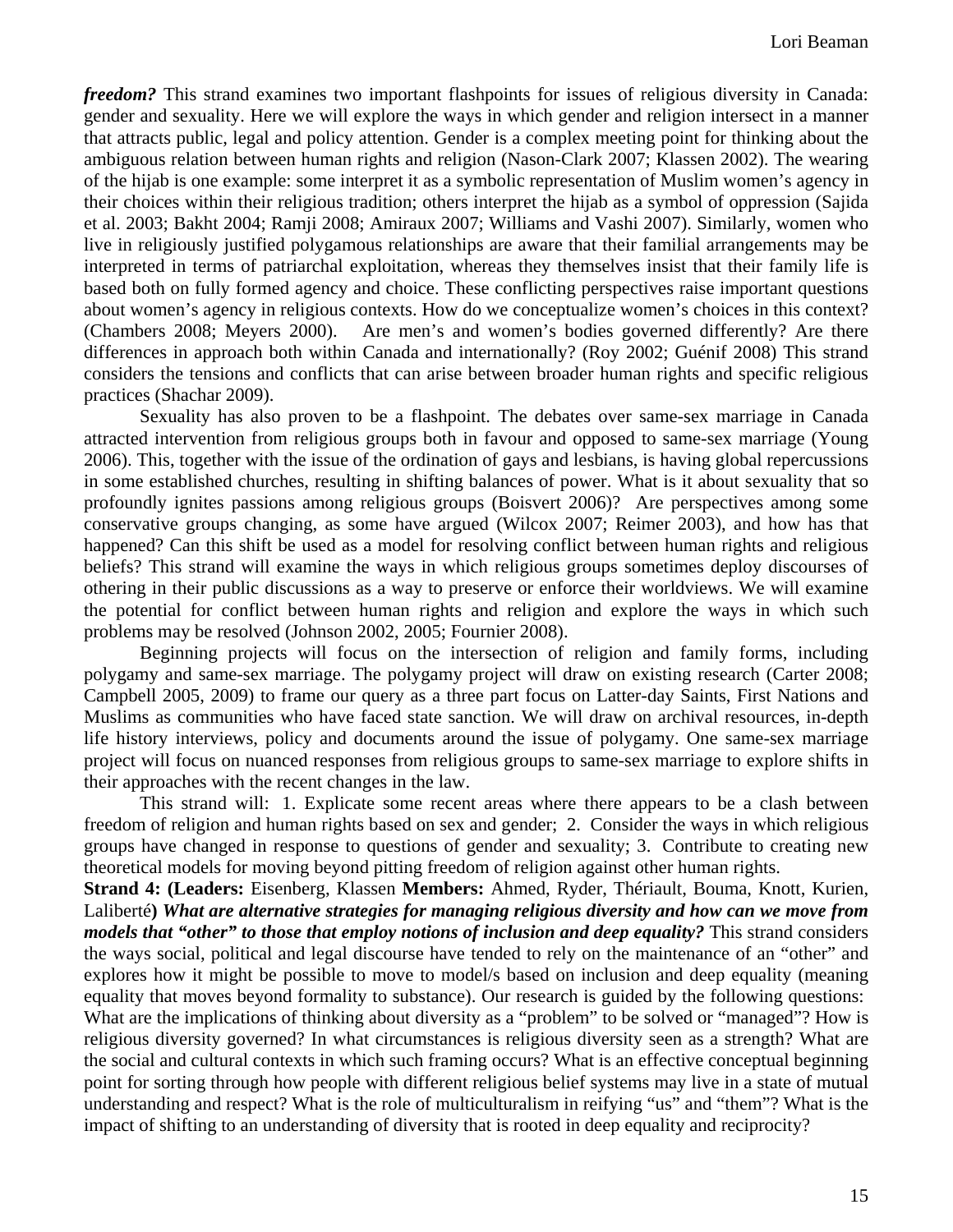***freedom?*** This strand examines two important flashpoints for issues of religious diversity in Canada: gender and sexuality. Here we will explore the ways in which gender and religion intersect in a manner that attracts public, legal and policy attention. Gender is a complex meeting point for thinking about the ambiguous relation between human rights and religion (Nason-Clark 2007; Klassen 2002). The wearing of the hijab is one example: some interpret it as a symbolic representation of Muslim women's agency in their choices within their religious tradition; others interpret the hijab as a symbol of oppression (Sajida et al. 2003; Bakht 2004; Ramji 2008; Amiraux 2007; Williams and Vashi 2007). Similarly, women who live in religiously justified polygamous relationships are aware that their familial arrangements may be interpreted in terms of patriarchal exploitation, whereas they themselves insist that their family life is based both on fully formed agency and choice. These conflicting perspectives raise important questions about women's agency in religious contexts. How do we conceptualize women's choices in this context? (Chambers 2008; Meyers 2000). Are men's and women's bodies governed differently? Are there differences in approach both within Canada and internationally? (Roy 2002; Guénif 2008) This strand considers the tensions and conflicts that can arise between broader human rights and specific religious practices (Shachar 2009).

Sexuality has also proven to be a flashpoint. The debates over same-sex marriage in Canada attracted intervention from religious groups both in favour and opposed to same-sex marriage (Young 2006). This, together with the issue of the ordination of gays and lesbians, is having global repercussions in some established churches, resulting in shifting balances of power. What is it about sexuality that so profoundly ignites passions among religious groups (Boisvert 2006)? Are perspectives among some conservative groups changing, as some have argued (Wilcox 2007; Reimer 2003), and how has that happened? Can this shift be used as a model for resolving conflict between human rights and religious beliefs? This strand will examine the ways in which religious groups sometimes deploy discourses of othering in their public discussions as a way to preserve or enforce their worldviews. We will examine the potential for conflict between human rights and religion and explore the ways in which such problems may be resolved (Johnson 2002, 2005; Fournier 2008).

Beginning projects will focus on the intersection of religion and family forms, including polygamy and same-sex marriage. The polygamy project will draw on existing research (Carter 2008; Campbell 2005, 2009) to frame our query as a three part focus on Latter-day Saints, First Nations and Muslims as communities who have faced state sanction. We will draw on archival resources, in-depth life history interviews, policy and documents around the issue of polygamy. One same-sex marriage project will focus on nuanced responses from religious groups to same-sex marriage to explore shifts in their approaches with the recent changes in the law.

This strand will: 1. Explicate some recent areas where there appears to be a clash between freedom of religion and human rights based on sex and gender; 2. Consider the ways in which religious groups have changed in response to questions of gender and sexuality; 3. Contribute to creating new theoretical models for moving beyond pitting freedom of religion against other human rights.

**Strand 4: (Leaders:** Eisenberg, Klassen **Members:** Ahmed, Ryder, Thériault, Bouma, Knott, Kurien, Laliberté**)** ***What are alternative strategies for managing religious diversity and how can we move from models that "other" to those that employ notions of inclusion and deep equality?*** This strand considers the ways social, political and legal discourse have tended to rely on the maintenance of an "other" and explores how it might be possible to move to model/s based on inclusion and deep equality (meaning equality that moves beyond formality to substance). Our research is guided by the following questions: What are the implications of thinking about diversity as a "problem" to be solved or "managed"? How is religious diversity governed? In what circumstances is religious diversity seen as a strength? What are the social and cultural contexts in which such framing occurs? What is an effective conceptual beginning point for sorting through how people with different religious belief systems may live in a state of mutual understanding and respect? What is the role of multiculturalism in reifying "us" and "them"? What is the impact of shifting to an understanding of diversity that is rooted in deep equality and reciprocity?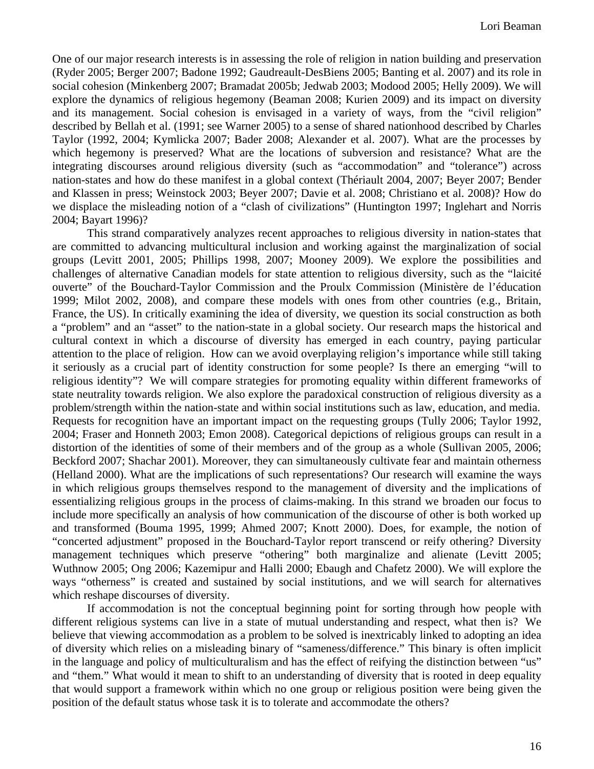One of our major research interests is in assessing the role of religion in nation building and preservation (Ryder 2005; Berger 2007; Badone 1992; Gaudreault-DesBiens 2005; Banting et al. 2007) and its role in social cohesion (Minkenberg 2007; Bramadat 2005b; Jedwab 2003; Modood 2005; Helly 2009). We will explore the dynamics of religious hegemony (Beaman 2008; Kurien 2009) and its impact on diversity and its management. Social cohesion is envisaged in a variety of ways, from the "civil religion" described by Bellah et al. (1991; see Warner 2005) to a sense of shared nationhood described by Charles Taylor (1992, 2004; Kymlicka 2007; Bader 2008; Alexander et al. 2007). What are the processes by which hegemony is preserved? What are the locations of subversion and resistance? What are the integrating discourses around religious diversity (such as "accommodation" and "tolerance") across nation-states and how do these manifest in a global context (Thériault 2004, 2007; Beyer 2007; Bender and Klassen in press; Weinstock 2003; Beyer 2007; Davie et al. 2008; Christiano et al. 2008)? How do we displace the misleading notion of a "clash of civilizations" (Huntington 1997; Inglehart and Norris 2004; Bayart 1996)?

This strand comparatively analyzes recent approaches to religious diversity in nation-states that are committed to advancing multicultural inclusion and working against the marginalization of social groups (Levitt 2001, 2005; Phillips 1998, 2007; Mooney 2009). We explore the possibilities and challenges of alternative Canadian models for state attention to religious diversity, such as the "laicité ouverte" of the Bouchard-Taylor Commission and the Proulx Commission (Ministère de l'éducation 1999; Milot 2002, 2008), and compare these models with ones from other countries (e.g., Britain, France, the US). In critically examining the idea of diversity, we question its social construction as both a "problem" and an "asset" to the nation-state in a global society. Our research maps the historical and cultural context in which a discourse of diversity has emerged in each country, paying particular attention to the place of religion. How can we avoid overplaying religion's importance while still taking it seriously as a crucial part of identity construction for some people? Is there an emerging "will to religious identity"? We will compare strategies for promoting equality within different frameworks of state neutrality towards religion. We also explore the paradoxical construction of religious diversity as a problem/strength within the nation-state and within social institutions such as law, education, and media. Requests for recognition have an important impact on the requesting groups (Tully 2006; Taylor 1992, 2004; Fraser and Honneth 2003; Emon 2008). Categorical depictions of religious groups can result in a distortion of the identities of some of their members and of the group as a whole (Sullivan 2005, 2006; Beckford 2007; Shachar 2001). Moreover, they can simultaneously cultivate fear and maintain otherness (Helland 2000). What are the implications of such representations? Our research will examine the ways in which religious groups themselves respond to the management of diversity and the implications of essentializing religious groups in the process of claims-making. In this strand we broaden our focus to include more specifically an analysis of how communication of the discourse of other is both worked up and transformed (Bouma 1995, 1999; Ahmed 2007; Knott 2000). Does, for example, the notion of "concerted adjustment" proposed in the Bouchard-Taylor report transcend or reify othering? Diversity management techniques which preserve "othering" both marginalize and alienate (Levitt 2005; Wuthnow 2005; Ong 2006; Kazemipur and Halli 2000; Ebaugh and Chafetz 2000). We will explore the ways "otherness" is created and sustained by social institutions, and we will search for alternatives which reshape discourses of diversity.

If accommodation is not the conceptual beginning point for sorting through how people with different religious systems can live in a state of mutual understanding and respect, what then is? We believe that viewing accommodation as a problem to be solved is inextricably linked to adopting an idea of diversity which relies on a misleading binary of "sameness/difference." This binary is often implicit in the language and policy of multiculturalism and has the effect of reifying the distinction between "us" and "them." What would it mean to shift to an understanding of diversity that is rooted in deep equality that would support a framework within which no one group or religious position were being given the position of the default status whose task it is to tolerate and accommodate the others?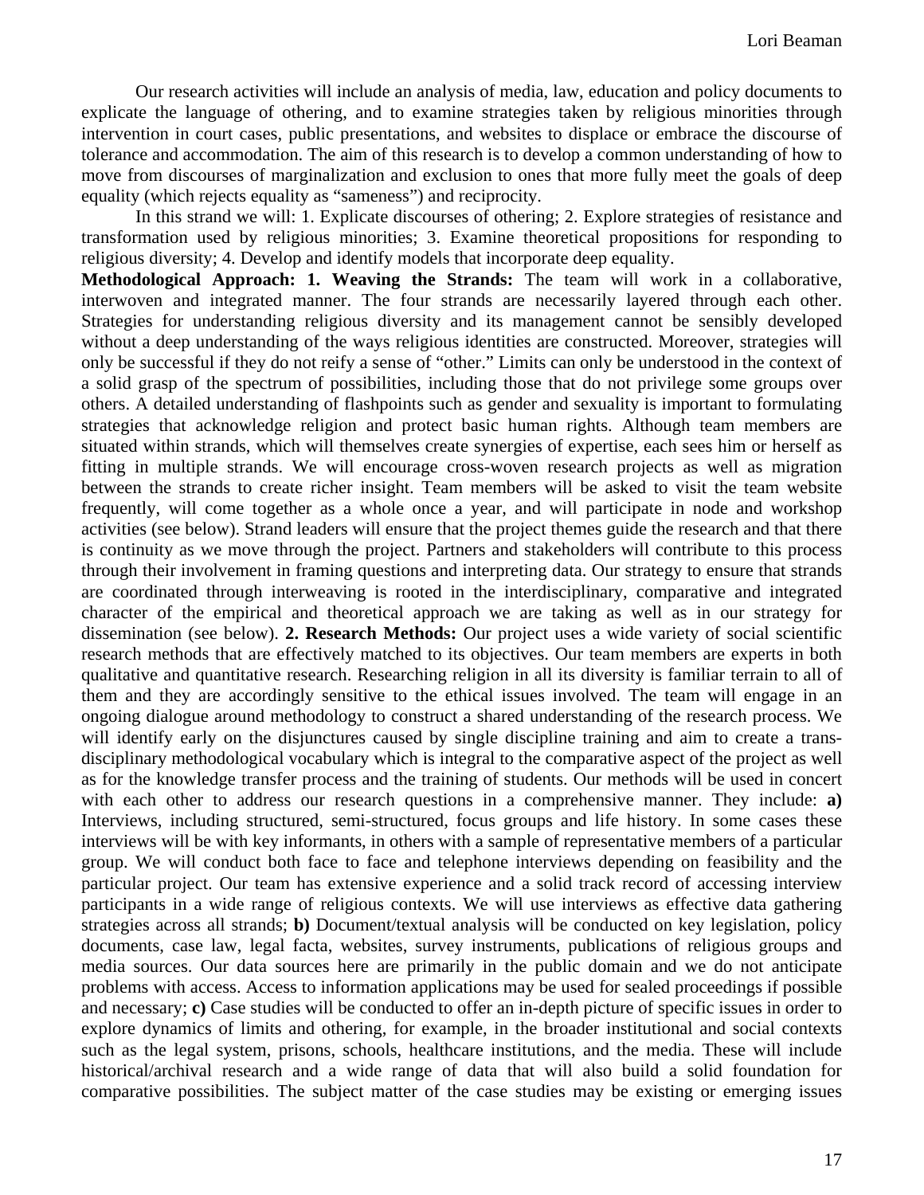Our research activities will include an analysis of media, law, education and policy documents to explicate the language of othering, and to examine strategies taken by religious minorities through intervention in court cases, public presentations, and websites to displace or embrace the discourse of tolerance and accommodation. The aim of this research is to develop a common understanding of how to move from discourses of marginalization and exclusion to ones that more fully meet the goals of deep equality (which rejects equality as "sameness") and reciprocity.

In this strand we will: 1. Explicate discourses of othering; 2. Explore strategies of resistance and transformation used by religious minorities; 3. Examine theoretical propositions for responding to religious diversity; 4. Develop and identify models that incorporate deep equality.

**Methodological Approach: 1. Weaving the Strands:** The team will work in a collaborative, interwoven and integrated manner. The four strands are necessarily layered through each other. Strategies for understanding religious diversity and its management cannot be sensibly developed without a deep understanding of the ways religious identities are constructed. Moreover, strategies will only be successful if they do not reify a sense of "other." Limits can only be understood in the context of a solid grasp of the spectrum of possibilities, including those that do not privilege some groups over others. A detailed understanding of flashpoints such as gender and sexuality is important to formulating strategies that acknowledge religion and protect basic human rights. Although team members are situated within strands, which will themselves create synergies of expertise, each sees him or herself as fitting in multiple strands. We will encourage cross-woven research projects as well as migration between the strands to create richer insight. Team members will be asked to visit the team website frequently, will come together as a whole once a year, and will participate in node and workshop activities (see below). Strand leaders will ensure that the project themes guide the research and that there is continuity as we move through the project. Partners and stakeholders will contribute to this process through their involvement in framing questions and interpreting data. Our strategy to ensure that strands are coordinated through interweaving is rooted in the interdisciplinary, comparative and integrated character of the empirical and theoretical approach we are taking as well as in our strategy for dissemination (see below). **2. Research Methods:** Our project uses a wide variety of social scientific research methods that are effectively matched to its objectives. Our team members are experts in both qualitative and quantitative research. Researching religion in all its diversity is familiar terrain to all of them and they are accordingly sensitive to the ethical issues involved. The team will engage in an ongoing dialogue around methodology to construct a shared understanding of the research process. We will identify early on the disjunctures caused by single discipline training and aim to create a trans-disciplinary methodological vocabulary which is integral to the comparative aspect of the project as well as for the knowledge transfer process and the training of students. Our methods will be used in concert with each other to address our research questions in a comprehensive manner. They include: **a)** Interviews, including structured, semi-structured, focus groups and life history. In some cases these interviews will be with key informants, in others with a sample of representative members of a particular group. We will conduct both face to face and telephone interviews depending on feasibility and the particular project. Our team has extensive experience and a solid track record of accessing interview participants in a wide range of religious contexts. We will use interviews as effective data gathering strategies across all strands; **b)** Document/textual analysis will be conducted on key legislation, policy documents, case law, legal facta, websites, survey instruments, publications of religious groups and media sources. Our data sources here are primarily in the public domain and we do not anticipate problems with access. Access to information applications may be used for sealed proceedings if possible and necessary; **c)** Case studies will be conducted to offer an in-depth picture of specific issues in order to explore dynamics of limits and othering, for example, in the broader institutional and social contexts such as the legal system, prisons, schools, healthcare institutions, and the media. These will include historical/archival research and a wide range of data that will also build a solid foundation for comparative possibilities. The subject matter of the case studies may be existing or emerging issues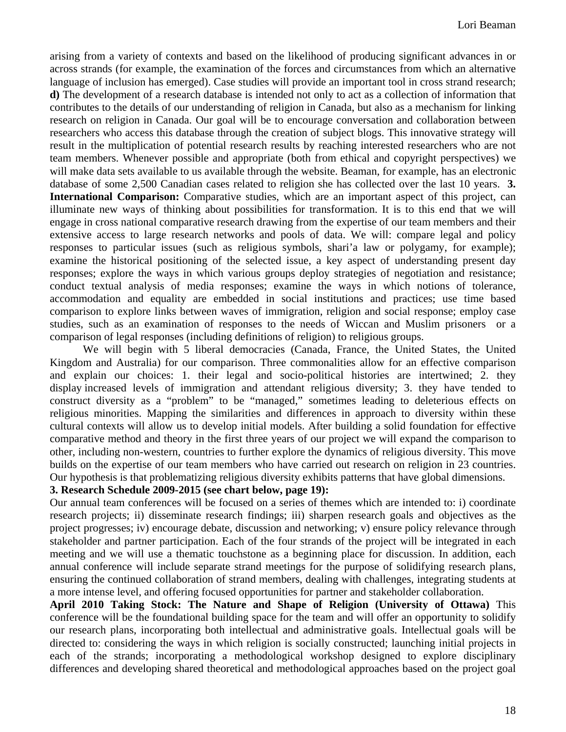arising from a variety of contexts and based on the likelihood of producing significant advances in or across strands (for example, the examination of the forces and circumstances from which an alternative language of inclusion has emerged). Case studies will provide an important tool in cross strand research; **d)** The development of a research database is intended not only to act as a collection of information that contributes to the details of our understanding of religion in Canada, but also as a mechanism for linking research on religion in Canada. Our goal will be to encourage conversation and collaboration between researchers who access this database through the creation of subject blogs. This innovative strategy will result in the multiplication of potential research results by reaching interested researchers who are not team members. Whenever possible and appropriate (both from ethical and copyright perspectives) we will make data sets available to us available through the website. Beaman, for example, has an electronic database of some 2,500 Canadian cases related to religion she has collected over the last 10 years. **3. International Comparison:** Comparative studies, which are an important aspect of this project, can illuminate new ways of thinking about possibilities for transformation. It is to this end that we will engage in cross national comparative research drawing from the expertise of our team members and their extensive access to large research networks and pools of data. We will: compare legal and policy responses to particular issues (such as religious symbols, shari'a law or polygamy, for example); examine the historical positioning of the selected issue, a key aspect of understanding present day responses; explore the ways in which various groups deploy strategies of negotiation and resistance; conduct textual analysis of media responses; examine the ways in which notions of tolerance, accommodation and equality are embedded in social institutions and practices; use time based comparison to explore links between waves of immigration, religion and social response; employ case studies, such as an examination of responses to the needs of Wiccan and Muslim prisoners or a comparison of legal responses (including definitions of religion) to religious groups.

We will begin with 5 liberal democracies (Canada, France, the United States, the United Kingdom and Australia) for our comparison. Three commonalities allow for an effective comparison and explain our choices: 1. their legal and socio-political histories are intertwined; 2. they display increased levels of immigration and attendant religious diversity; 3. they have tended to construct diversity as a "problem" to be "managed," sometimes leading to deleterious effects on religious minorities. Mapping the similarities and differences in approach to diversity within these cultural contexts will allow us to develop initial models. After building a solid foundation for effective comparative method and theory in the first three years of our project we will expand the comparison to other, including non-western, countries to further explore the dynamics of religious diversity. This move builds on the expertise of our team members who have carried out research on religion in 23 countries. Our hypothesis is that problematizing religious diversity exhibits patterns that have global dimensions.

**3. Research Schedule 2009-2015 (see chart below, page 19):**

Our annual team conferences will be focused on a series of themes which are intended to: i) coordinate research projects; ii) disseminate research findings; iii) sharpen research goals and objectives as the project progresses; iv) encourage debate, discussion and networking; v) ensure policy relevance through stakeholder and partner participation. Each of the four strands of the project will be integrated in each meeting and we will use a thematic touchstone as a beginning place for discussion. In addition, each annual conference will include separate strand meetings for the purpose of solidifying research plans, ensuring the continued collaboration of strand members, dealing with challenges, integrating students at a more intense level, and offering focused opportunities for partner and stakeholder collaboration.

**April 2010 Taking Stock: The Nature and Shape of Religion (University of Ottawa)** This conference will be the foundational building space for the team and will offer an opportunity to solidify our research plans, incorporating both intellectual and administrative goals. Intellectual goals will be directed to: considering the ways in which religion is socially constructed; launching initial projects in each of the strands; incorporating a methodological workshop designed to explore disciplinary differences and developing shared theoretical and methodological approaches based on the project goal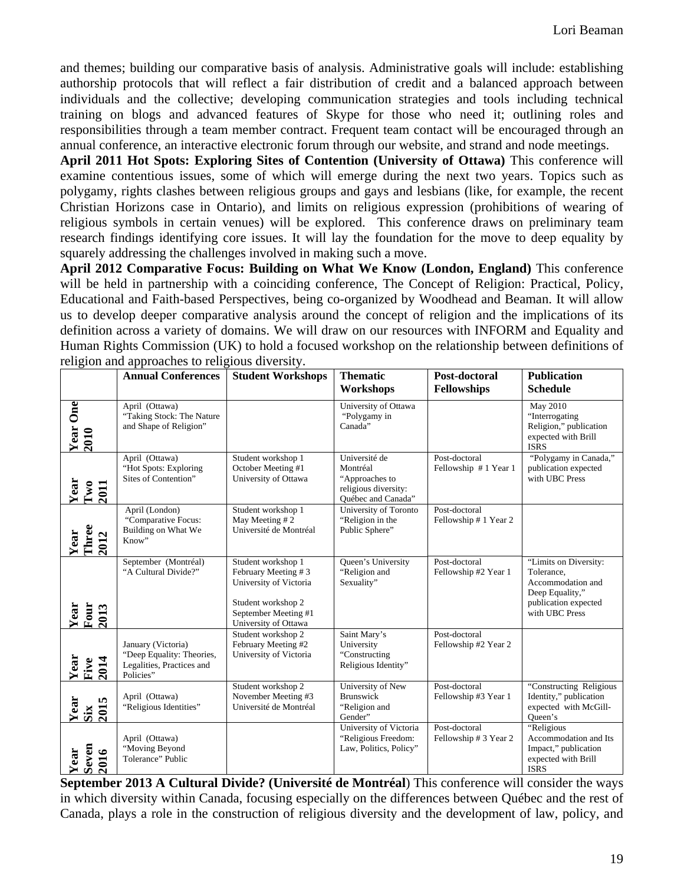and themes; building our comparative basis of analysis. Administrative goals will include: establishing authorship protocols that will reflect a fair distribution of credit and a balanced approach between individuals and the collective; developing communication strategies and tools including technical training on blogs and advanced features of Skype for those who need it; outlining roles and responsibilities through a team member contract. Frequent team contact will be encouraged through an annual conference, an interactive electronic forum through our website, and strand and node meetings.

**April 2011 Hot Spots: Exploring Sites of Contention (University of Ottawa)** This conference will examine contentious issues, some of which will emerge during the next two years. Topics such as polygamy, rights clashes between religious groups and gays and lesbians (like, for example, the recent Christian Horizons case in Ontario), and limits on religious expression (prohibitions of wearing of religious symbols in certain venues) will be explored. This conference draws on preliminary team research findings identifying core issues. It will lay the foundation for the move to deep equality by squarely addressing the challenges involved in making such a move.

**April 2012 Comparative Focus: Building on What We Know (London, England)** This conference will be held in partnership with a coinciding conference, The Concept of Religion: Practical, Policy, Educational and Faith-based Perspectives, being co-organized by Woodhead and Beaman. It will allow us to develop deeper comparative analysis around the concept of religion and the implications of its definition across a variety of domains. We will draw on our resources with INFORM and Equality and Human Rights Commission (UK) to hold a focused workshop on the relationship between definitions of religion and approaches to religious diversity.

| | Annual Conferences | Student Workshops | Thematic Workshops | Post-doctoral Fellowships | Publication Schedule |
|---|---|---|---|---|---|
| Year One 2010 | April (Ottawa) "Taking Stock: The Nature and Shape of Religion" | | University of Ottawa "Polygamy in Canada" | | May 2010 "Interrogating Religion," publication expected with Brill ISRS |
| Year Two 2011 | April (Ottawa) "Hot Spots: Exploring Sites of Contention" | Student workshop 1 October Meeting #1 University of Ottawa | Université de Montréal "Approaches to religious diversity: Québec and Canada" | Post-doctoral Fellowship # 1 Year 1 | "Polygamy in Canada," publication expected with UBC Press |
| Year Three 2012 | April (London) "Comparative Focus: Building on What We Know" | Student workshop 1 May Meeting # 2 Université de Montréal | University of Toronto "Religion in the Public Sphere" | Post-doctoral Fellowship # 1 Year 2 | |
| Year Four 2013 | September (Montréal) "A Cultural Divide?" | Student workshop 1 February Meeting # 3 University of Victoria<br><br>Student workshop 2 September Meeting #1 University of Ottawa | Queen's University "Religion and Sexuality" | Post-doctoral Fellowship #2 Year 1 | "Limits on Diversity: Tolerance, Accommodation and Deep Equality," publication expected with UBC Press |
| Year Five 2014 | January (Victoria) "Deep Equality: Theories, Legalities, Practices and Policies" | Student workshop 2 February Meeting #2 University of Victoria | Saint Mary's University "Constructing Religious Identity" | Post-doctoral Fellowship #2 Year 2 | |
| Year Six 2015 | April (Ottawa) "Religious Identities" | Student workshop 2 November Meeting #3 Université de Montréal | University of New Brunswick "Religion and Gender" | Post-doctoral Fellowship #3 Year 1 | "Constructing Religious Identity," publication expected with McGill-Queen's |
| Year Seven 2016 | April (Ottawa) "Moving Beyond Tolerance" Public | | University of Victoria "Religious Freedom: Law, Politics, Policy" | Post-doctoral Fellowship # 3 Year 2 | "Religious Accommodation and Its Impact," publication expected with Brill ISRS |

**September 2013 A Cultural Divide? (Université de Montréal**) This conference will consider the ways in which diversity within Canada, focusing especially on the differences between Québec and the rest of Canada, plays a role in the construction of religious diversity and the development of law, policy, and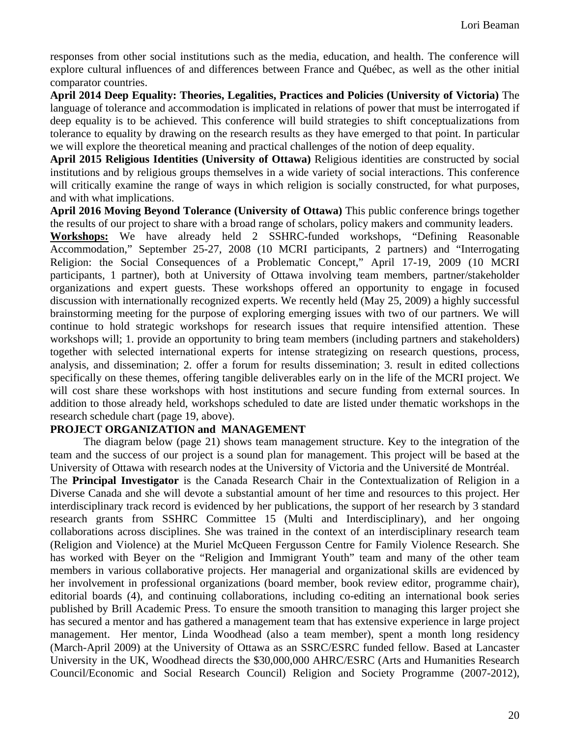responses from other social institutions such as the media, education, and health. The conference will explore cultural influences of and differences between France and Québec, as well as the other initial comparator countries.

**April 2014 Deep Equality: Theories, Legalities, Practices and Policies (University of Victoria)** The language of tolerance and accommodation is implicated in relations of power that must be interrogated if deep equality is to be achieved. This conference will build strategies to shift conceptualizations from tolerance to equality by drawing on the research results as they have emerged to that point. In particular we will explore the theoretical meaning and practical challenges of the notion of deep equality.

**April 2015 Religious Identities (University of Ottawa)** Religious identities are constructed by social institutions and by religious groups themselves in a wide variety of social interactions. This conference will critically examine the range of ways in which religion is socially constructed, for what purposes, and with what implications.

**April 2016 Moving Beyond Tolerance (University of Ottawa)** This public conference brings together the results of our project to share with a broad range of scholars, policy makers and community leaders.

**Workshops:** We have already held 2 SSHRC-funded workshops, "Defining Reasonable Accommodation," September 25-27, 2008 (10 MCRI participants, 2 partners) and "Interrogating Religion: the Social Consequences of a Problematic Concept," April 17-19, 2009 (10 MCRI participants, 1 partner), both at University of Ottawa involving team members, partner/stakeholder organizations and expert guests. These workshops offered an opportunity to engage in focused discussion with internationally recognized experts. We recently held (May 25, 2009) a highly successful brainstorming meeting for the purpose of exploring emerging issues with two of our partners. We will continue to hold strategic workshops for research issues that require intensified attention. These workshops will; 1. provide an opportunity to bring team members (including partners and stakeholders) together with selected international experts for intense strategizing on research questions, process, analysis, and dissemination; 2. offer a forum for results dissemination; 3. result in edited collections specifically on these themes, offering tangible deliverables early on in the life of the MCRI project. We will cost share these workshops with host institutions and secure funding from external sources. In addition to those already held, workshops scheduled to date are listed under thematic workshops in the research schedule chart (page 19, above).

## PROJECT ORGANIZATION and MANAGEMENT

The diagram below (page 21) shows team management structure. Key to the integration of the team and the success of our project is a sound plan for management. This project will be based at the University of Ottawa with research nodes at the University of Victoria and the Université de Montréal.

The **Principal Investigator** is the Canada Research Chair in the Contextualization of Religion in a Diverse Canada and she will devote a substantial amount of her time and resources to this project. Her interdisciplinary track record is evidenced by her publications, the support of her research by 3 standard research grants from SSHRC Committee 15 (Multi and Interdisciplinary), and her ongoing collaborations across disciplines. She was trained in the context of an interdisciplinary research team (Religion and Violence) at the Muriel McQueen Fergusson Centre for Family Violence Research. She has worked with Beyer on the "Religion and Immigrant Youth" team and many of the other team members in various collaborative projects. Her managerial and organizational skills are evidenced by her involvement in professional organizations (board member, book review editor, programme chair), editorial boards (4), and continuing collaborations, including co-editing an international book series published by Brill Academic Press. To ensure the smooth transition to managing this larger project she has secured a mentor and has gathered a management team that has extensive experience in large project management. Her mentor, Linda Woodhead (also a team member), spent a month long residency (March-April 2009) at the University of Ottawa as an SSRC/ESRC funded fellow. Based at Lancaster University in the UK, Woodhead directs the $30,000,000 AHRC/ESRC (Arts and Humanities Research Council/Economic and Social Research Council) Religion and Society Programme (2007-2012),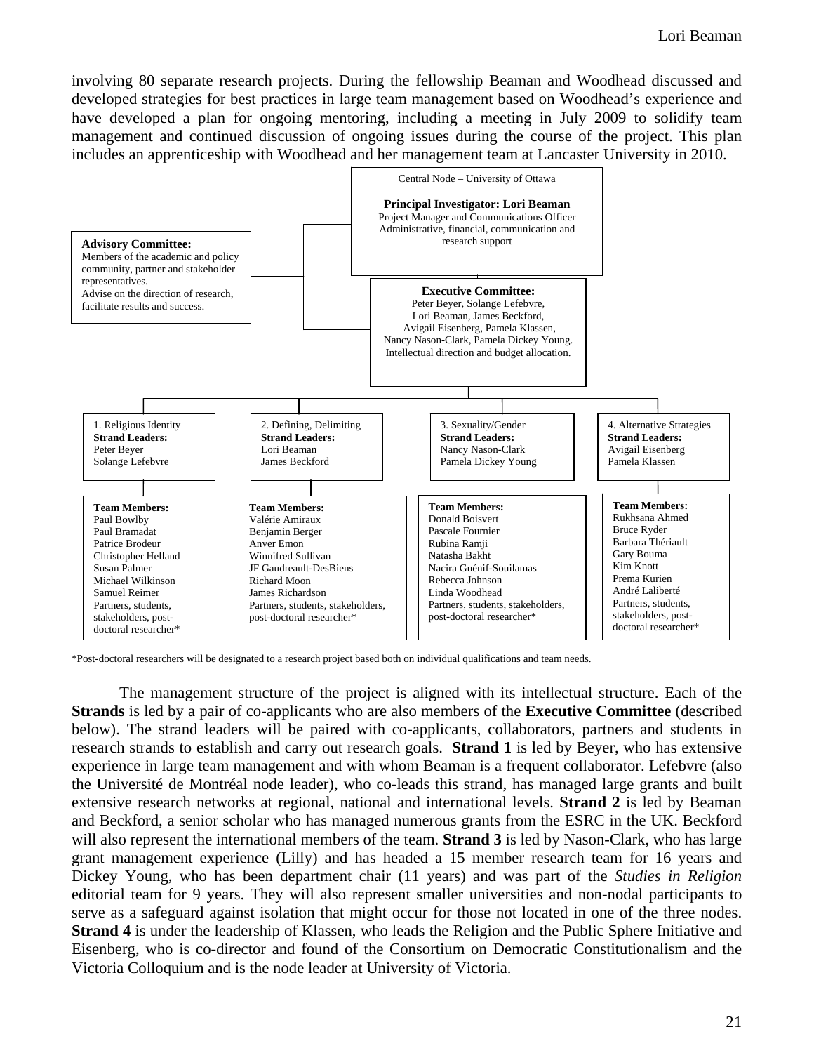involving 80 separate research projects. During the fellowship Beaman and Woodhead discussed and developed strategies for best practices in large team management based on Woodhead's experience and have developed a plan for ongoing mentoring, including a meeting in July 2009 to solidify team management and continued discussion of ongoing issues during the course of the project. This plan includes an apprenticeship with Woodhead and her management team at Lancaster University in 2010.

Central Node – University of Ottawa

**Principal Investigator: Lori Beaman**
Project Manager and Communications Officer
Administrative, financial, communication and research support

**Advisory Committee:**
Members of the academic and policy community, partner and stakeholder representatives.
Advise on the direction of research, facilitate results and success.

**Executive Committee:**
Peter Beyer, Solange Lefebvre, Lori Beaman, James Beckford, Avigail Eisenberg, Pamela Klassen, Nancy Nason-Clark, Pamela Dickey Young.
Intellectual direction and budget allocation.

| 1. Religious Identity | 2. Defining, Delimiting | 3. Sexuality/Gender | 4. Alternative Strategies |
|---|---|---|---|
| **Strand Leaders:** Peter Beyer, Solange Lefebvre | **Strand Leaders:** Lori Beaman, James Beckford | **Strand Leaders:** Nancy Nason-Clark, Pamela Dickey Young | **Strand Leaders:** Avigail Eisenberg, Pamela Klassen |
| **Team Members:** Paul Bowlby, Paul Bramadat, Patrice Brodeur, Christopher Helland, Susan Palmer, Michael Wilkinson, Samuel Reimer, Partners, students, stakeholders, post-doctoral researcher* | **Team Members:** Valérie Amiraux, Benjamin Berger, Anver Emon, Winnifred Sullivan, JF Gaudreault-DesBiens, Richard Moon, James Richardson, Partners, students, stakeholders, post-doctoral researcher* | **Team Members:** Donald Boisvert, Pascale Fournier, Rubina Ramji, Natasha Bakht, Nacira Guénif-Souilamas, Rebecca Johnson, Linda Woodhead, Partners, students, stakeholders, post-doctoral researcher* | **Team Members:** Rukhsana Ahmed, Bruce Ryder, Barbara Thériault, Gary Bouma, Kim Knott, Prema Kurien, André Laliberté, Partners, students, stakeholders, post-doctoral researcher* |

*Post-doctoral researchers will be designated to a research project based both on individual qualifications and team needs.

The management structure of the project is aligned with its intellectual structure. Each of the **Strands** is led by a pair of co-applicants who are also members of the **Executive Committee** (described below). The strand leaders will be paired with co-applicants, collaborators, partners and students in research strands to establish and carry out research goals. **Strand 1** is led by Beyer, who has extensive experience in large team management and with whom Beaman is a frequent collaborator. Lefebvre (also the Université de Montréal node leader), who co-leads this strand, has managed large grants and built extensive research networks at regional, national and international levels. **Strand 2** is led by Beaman and Beckford, a senior scholar who has managed numerous grants from the ESRC in the UK. Beckford will also represent the international members of the team. **Strand 3** is led by Nason-Clark, who has large grant management experience (Lilly) and has headed a 15 member research team for 16 years and Dickey Young, who has been department chair (11 years) and was part of the *Studies in Religion* editorial team for 9 years. They will also represent smaller universities and non-nodal participants to serve as a safeguard against isolation that might occur for those not located in one of the three nodes. **Strand 4** is under the leadership of Klassen, who leads the Religion and the Public Sphere Initiative and Eisenberg, who is co-director and found of the Consortium on Democratic Constitutionalism and the Victoria Colloquium and is the node leader at University of Victoria.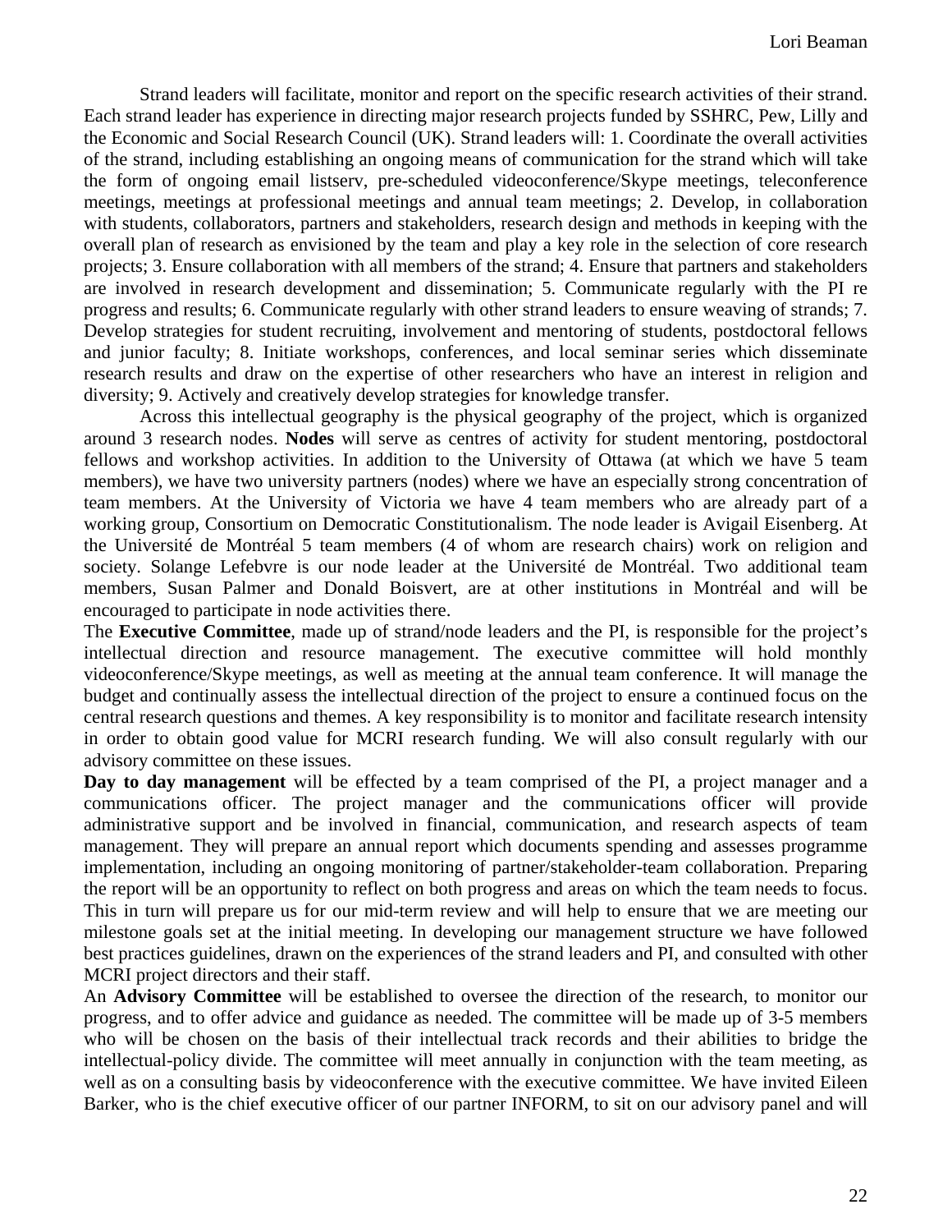Strand leaders will facilitate, monitor and report on the specific research activities of their strand. Each strand leader has experience in directing major research projects funded by SSHRC, Pew, Lilly and the Economic and Social Research Council (UK). Strand leaders will: 1. Coordinate the overall activities of the strand, including establishing an ongoing means of communication for the strand which will take the form of ongoing email listserv, pre-scheduled videoconference/Skype meetings, teleconference meetings, meetings at professional meetings and annual team meetings; 2. Develop, in collaboration with students, collaborators, partners and stakeholders, research design and methods in keeping with the overall plan of research as envisioned by the team and play a key role in the selection of core research projects; 3. Ensure collaboration with all members of the strand; 4. Ensure that partners and stakeholders are involved in research development and dissemination; 5. Communicate regularly with the PI re progress and results; 6. Communicate regularly with other strand leaders to ensure weaving of strands; 7. Develop strategies for student recruiting, involvement and mentoring of students, postdoctoral fellows and junior faculty; 8. Initiate workshops, conferences, and local seminar series which disseminate research results and draw on the expertise of other researchers who have an interest in religion and diversity; 9. Actively and creatively develop strategies for knowledge transfer.

Across this intellectual geography is the physical geography of the project, which is organized around 3 research nodes. **Nodes** will serve as centres of activity for student mentoring, postdoctoral fellows and workshop activities. In addition to the University of Ottawa (at which we have 5 team members), we have two university partners (nodes) where we have an especially strong concentration of team members. At the University of Victoria we have 4 team members who are already part of a working group, Consortium on Democratic Constitutionalism. The node leader is Avigail Eisenberg. At the Université de Montréal 5 team members (4 of whom are research chairs) work on religion and society. Solange Lefebvre is our node leader at the Université de Montréal. Two additional team members, Susan Palmer and Donald Boisvert, are at other institutions in Montréal and will be encouraged to participate in node activities there.

The **Executive Committee**, made up of strand/node leaders and the PI, is responsible for the project's intellectual direction and resource management. The executive committee will hold monthly videoconference/Skype meetings, as well as meeting at the annual team conference. It will manage the budget and continually assess the intellectual direction of the project to ensure a continued focus on the central research questions and themes. A key responsibility is to monitor and facilitate research intensity in order to obtain good value for MCRI research funding. We will also consult regularly with our advisory committee on these issues.

**Day to day management** will be effected by a team comprised of the PI, a project manager and a communications officer. The project manager and the communications officer will provide administrative support and be involved in financial, communication, and research aspects of team management. They will prepare an annual report which documents spending and assesses programme implementation, including an ongoing monitoring of partner/stakeholder-team collaboration. Preparing the report will be an opportunity to reflect on both progress and areas on which the team needs to focus. This in turn will prepare us for our mid-term review and will help to ensure that we are meeting our milestone goals set at the initial meeting. In developing our management structure we have followed best practices guidelines, drawn on the experiences of the strand leaders and PI, and consulted with other MCRI project directors and their staff.

An **Advisory Committee** will be established to oversee the direction of the research, to monitor our progress, and to offer advice and guidance as needed. The committee will be made up of 3-5 members who will be chosen on the basis of their intellectual track records and their abilities to bridge the intellectual-policy divide. The committee will meet annually in conjunction with the team meeting, as well as on a consulting basis by videoconference with the executive committee. We have invited Eileen Barker, who is the chief executive officer of our partner INFORM, to sit on our advisory panel and will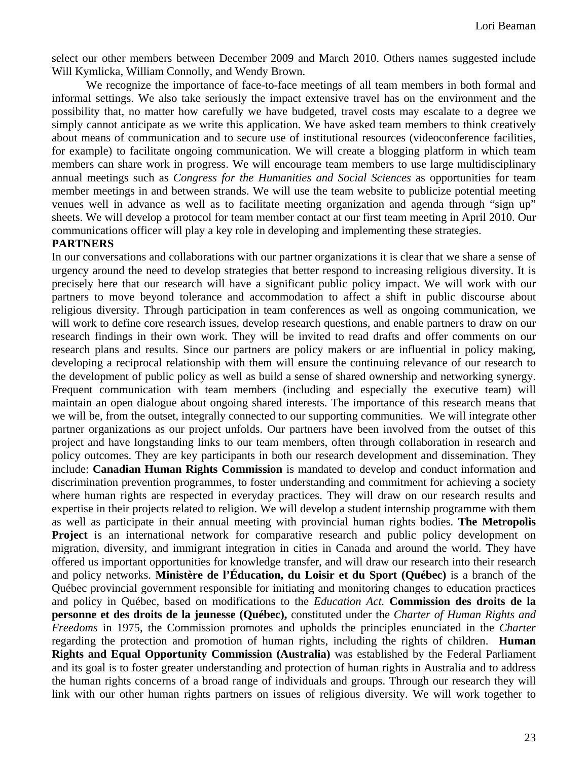select our other members between December 2009 and March 2010. Others names suggested include Will Kymlicka, William Connolly, and Wendy Brown.

We recognize the importance of face-to-face meetings of all team members in both formal and informal settings. We also take seriously the impact extensive travel has on the environment and the possibility that, no matter how carefully we have budgeted, travel costs may escalate to a degree we simply cannot anticipate as we write this application. We have asked team members to think creatively about means of communication and to secure use of institutional resources (videoconference facilities, for example) to facilitate ongoing communication. We will create a blogging platform in which team members can share work in progress. We will encourage team members to use large multidisciplinary annual meetings such as *Congress for the Humanities and Social Sciences* as opportunities for team member meetings in and between strands. We will use the team website to publicize potential meeting venues well in advance as well as to facilitate meeting organization and agenda through "sign up" sheets. We will develop a protocol for team member contact at our first team meeting in April 2010. Our communications officer will play a key role in developing and implementing these strategies.

**PARTNERS**

In our conversations and collaborations with our partner organizations it is clear that we share a sense of urgency around the need to develop strategies that better respond to increasing religious diversity. It is precisely here that our research will have a significant public policy impact. We will work with our partners to move beyond tolerance and accommodation to affect a shift in public discourse about religious diversity. Through participation in team conferences as well as ongoing communication, we will work to define core research issues, develop research questions, and enable partners to draw on our research findings in their own work. They will be invited to read drafts and offer comments on our research plans and results. Since our partners are policy makers or are influential in policy making, developing a reciprocal relationship with them will ensure the continuing relevance of our research to the development of public policy as well as build a sense of shared ownership and networking synergy. Frequent communication with team members (including and especially the executive team) will maintain an open dialogue about ongoing shared interests. The importance of this research means that we will be, from the outset, integrally connected to our supporting communities. We will integrate other partner organizations as our project unfolds. Our partners have been involved from the outset of this project and have longstanding links to our team members, often through collaboration in research and policy outcomes. They are key participants in both our research development and dissemination. They include: **Canadian Human Rights Commission** is mandated to develop and conduct information and discrimination prevention programmes, to foster understanding and commitment for achieving a society where human rights are respected in everyday practices. They will draw on our research results and expertise in their projects related to religion. We will develop a student internship programme with them as well as participate in their annual meeting with provincial human rights bodies. **The Metropolis Project** is an international network for comparative research and public policy development on migration, diversity, and immigrant integration in cities in Canada and around the world. They have offered us important opportunities for knowledge transfer, and will draw our research into their research and policy networks. **Ministère de l'Éducation, du Loisir et du Sport (Québec)** is a branch of the Québec provincial government responsible for initiating and monitoring changes to education practices and policy in Québec, based on modifications to the *Education Act.* **Commission des droits de la personne et des droits de la jeunesse (Québec),** constituted under the *Charter of Human Rights and Freedoms* in 1975, the Commission promotes and upholds the principles enunciated in the *Charter* regarding the protection and promotion of human rights, including the rights of children. **Human Rights and Equal Opportunity Commission (Australia)** was established by the Federal Parliament and its goal is to foster greater understanding and protection of human rights in Australia and to address the human rights concerns of a broad range of individuals and groups. Through our research they will link with our other human rights partners on issues of religious diversity. We will work together to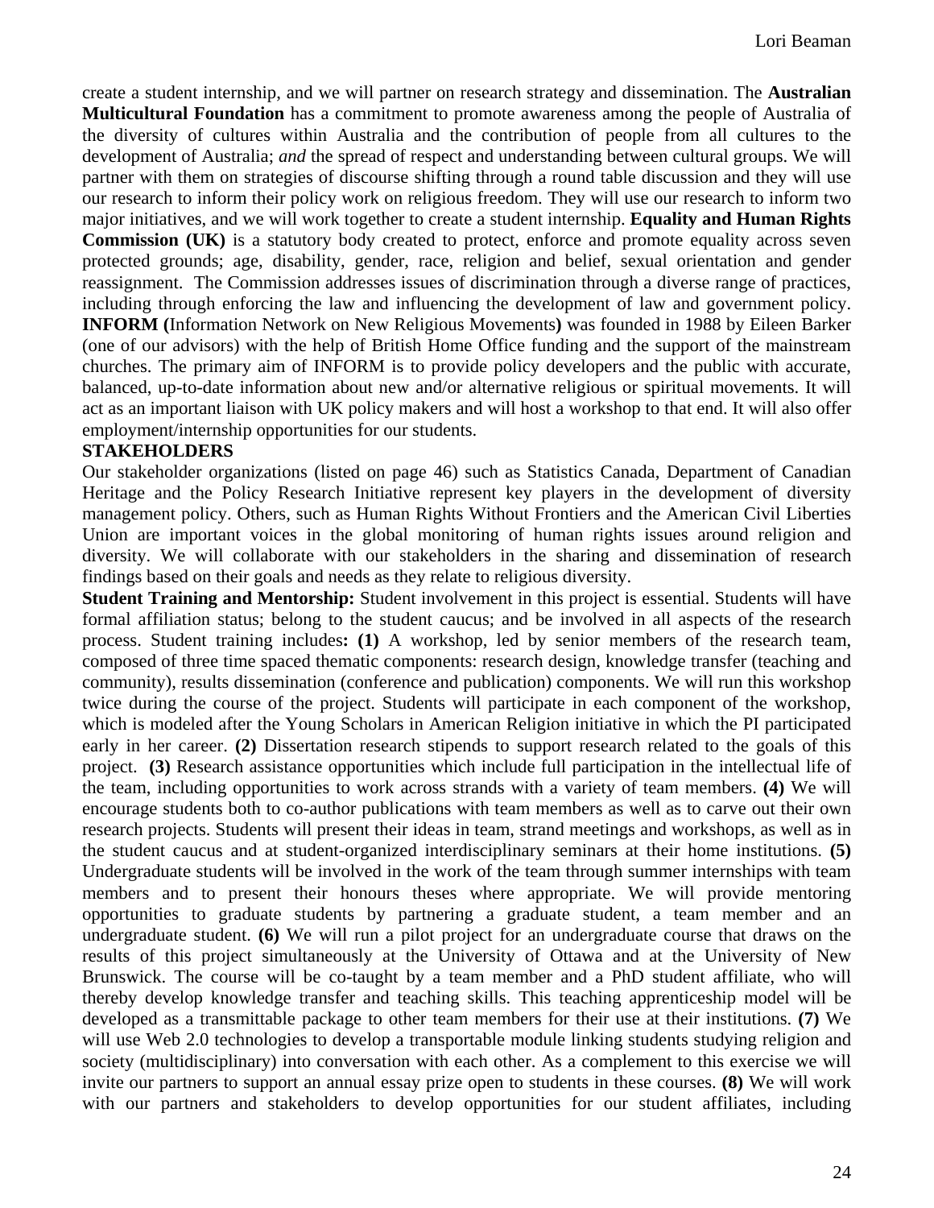create a student internship, and we will partner on research strategy and dissemination. The **Australian Multicultural Foundation** has a commitment to promote awareness among the people of Australia of the diversity of cultures within Australia and the contribution of people from all cultures to the development of Australia; *and* the spread of respect and understanding between cultural groups. We will partner with them on strategies of discourse shifting through a round table discussion and they will use our research to inform their policy work on religious freedom. They will use our research to inform two major initiatives, and we will work together to create a student internship. **Equality and Human Rights Commission (UK)** is a statutory body created to protect, enforce and promote equality across seven protected grounds; age, disability, gender, race, religion and belief, sexual orientation and gender reassignment. The Commission addresses issues of discrimination through a diverse range of practices, including through enforcing the law and influencing the development of law and government policy. **INFORM (**Information Network on New Religious Movements**)** was founded in 1988 by Eileen Barker (one of our advisors) with the help of British Home Office funding and the support of the mainstream churches. The primary aim of INFORM is to provide policy developers and the public with accurate, balanced, up-to-date information about new and/or alternative religious or spiritual movements. It will act as an important liaison with UK policy makers and will host a workshop to that end. It will also offer employment/internship opportunities for our students.

**STAKEHOLDERS**

Our stakeholder organizations (listed on page 46) such as Statistics Canada, Department of Canadian Heritage and the Policy Research Initiative represent key players in the development of diversity management policy. Others, such as Human Rights Without Frontiers and the American Civil Liberties Union are important voices in the global monitoring of human rights issues around religion and diversity. We will collaborate with our stakeholders in the sharing and dissemination of research findings based on their goals and needs as they relate to religious diversity.

**Student Training and Mentorship:** Student involvement in this project is essential. Students will have formal affiliation status; belong to the student caucus; and be involved in all aspects of the research process. Student training includes**: (1)** A workshop, led by senior members of the research team, composed of three time spaced thematic components: research design, knowledge transfer (teaching and community), results dissemination (conference and publication) components. We will run this workshop twice during the course of the project. Students will participate in each component of the workshop, which is modeled after the Young Scholars in American Religion initiative in which the PI participated early in her career. **(2)** Dissertation research stipends to support research related to the goals of this project. **(3)** Research assistance opportunities which include full participation in the intellectual life of the team, including opportunities to work across strands with a variety of team members. **(4)** We will encourage students both to co-author publications with team members as well as to carve out their own research projects. Students will present their ideas in team, strand meetings and workshops, as well as in the student caucus and at student-organized interdisciplinary seminars at their home institutions. **(5)** Undergraduate students will be involved in the work of the team through summer internships with team members and to present their honours theses where appropriate. We will provide mentoring opportunities to graduate students by partnering a graduate student, a team member and an undergraduate student. **(6)** We will run a pilot project for an undergraduate course that draws on the results of this project simultaneously at the University of Ottawa and at the University of New Brunswick. The course will be co-taught by a team member and a PhD student affiliate, who will thereby develop knowledge transfer and teaching skills. This teaching apprenticeship model will be developed as a transmittable package to other team members for their use at their institutions. **(7)** We will use Web 2.0 technologies to develop a transportable module linking students studying religion and society (multidisciplinary) into conversation with each other. As a complement to this exercise we will invite our partners to support an annual essay prize open to students in these courses. **(8)** We will work with our partners and stakeholders to develop opportunities for our student affiliates, including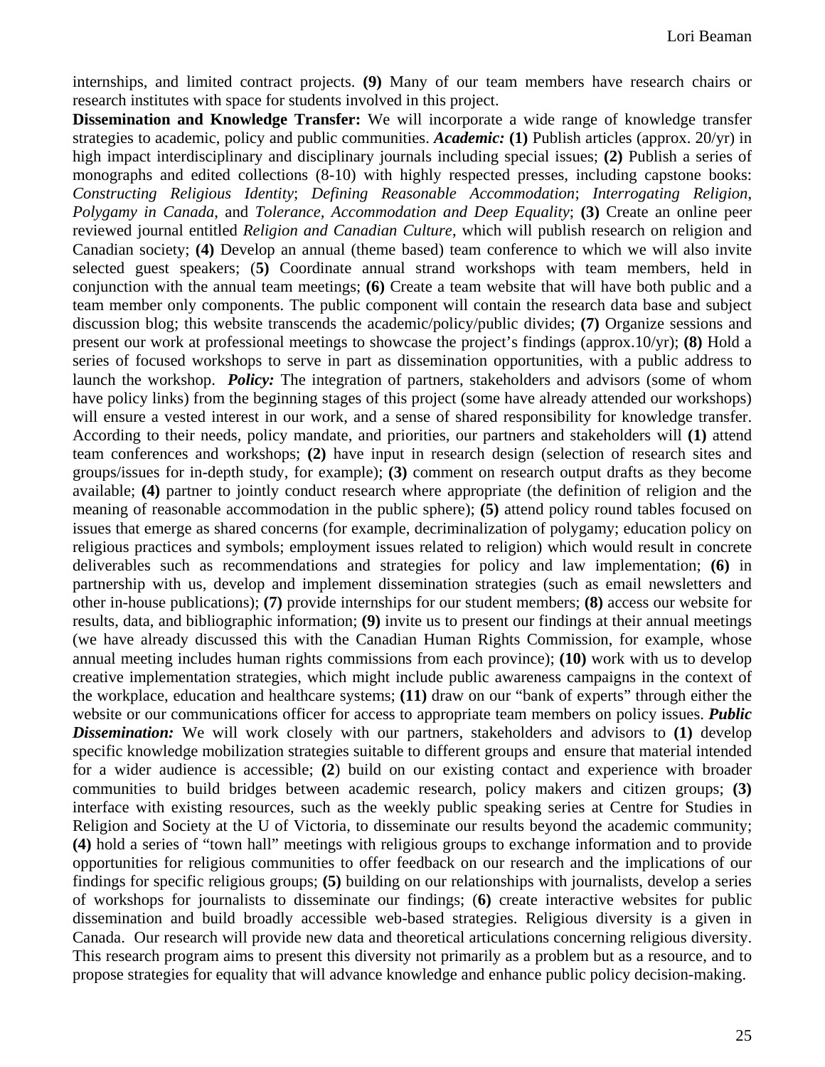internships, and limited contract projects. **(9)** Many of our team members have research chairs or research institutes with space for students involved in this project.

**Dissemination and Knowledge Transfer:** We will incorporate a wide range of knowledge transfer strategies to academic, policy and public communities. ***Academic:*** **(1)** Publish articles (approx. 20/yr) in high impact interdisciplinary and disciplinary journals including special issues; **(2)** Publish a series of monographs and edited collections (8-10) with highly respected presses, including capstone books: *Constructing Religious Identity*; *Defining Reasonable Accommodation*; *Interrogating Religion*, *Polygamy in Canada*, and *Tolerance, Accommodation and Deep Equality*; **(3)** Create an online peer reviewed journal entitled *Religion and Canadian Culture*, which will publish research on religion and Canadian society; **(4)** Develop an annual (theme based) team conference to which we will also invite selected guest speakers; (**5)** Coordinate annual strand workshops with team members, held in conjunction with the annual team meetings; **(6)** Create a team website that will have both public and a team member only components. The public component will contain the research data base and subject discussion blog; this website transcends the academic/policy/public divides; **(7)** Organize sessions and present our work at professional meetings to showcase the project's findings (approx.10/yr); **(8)** Hold a series of focused workshops to serve in part as dissemination opportunities, with a public address to launch the workshop. ***Policy:*** The integration of partners, stakeholders and advisors (some of whom have policy links) from the beginning stages of this project (some have already attended our workshops) will ensure a vested interest in our work, and a sense of shared responsibility for knowledge transfer. According to their needs, policy mandate, and priorities, our partners and stakeholders will **(1)** attend team conferences and workshops; **(2)** have input in research design (selection of research sites and groups/issues for in-depth study, for example); **(3)** comment on research output drafts as they become available; **(4)** partner to jointly conduct research where appropriate (the definition of religion and the meaning of reasonable accommodation in the public sphere); **(5)** attend policy round tables focused on issues that emerge as shared concerns (for example, decriminalization of polygamy; education policy on religious practices and symbols; employment issues related to religion) which would result in concrete deliverables such as recommendations and strategies for policy and law implementation; **(6)** in partnership with us, develop and implement dissemination strategies (such as email newsletters and other in-house publications); **(7)** provide internships for our student members; **(8)** access our website for results, data, and bibliographic information; **(9)** invite us to present our findings at their annual meetings (we have already discussed this with the Canadian Human Rights Commission, for example, whose annual meeting includes human rights commissions from each province); **(10)** work with us to develop creative implementation strategies, which might include public awareness campaigns in the context of the workplace, education and healthcare systems; **(11)** draw on our "bank of experts" through either the website or our communications officer for access to appropriate team members on policy issues. ***Public Dissemination:*** We will work closely with our partners, stakeholders and advisors to **(1)** develop specific knowledge mobilization strategies suitable to different groups and ensure that material intended for a wider audience is accessible; **(2**) build on our existing contact and experience with broader communities to build bridges between academic research, policy makers and citizen groups; **(3)** interface with existing resources, such as the weekly public speaking series at Centre for Studies in Religion and Society at the U of Victoria, to disseminate our results beyond the academic community; **(4)** hold a series of "town hall" meetings with religious groups to exchange information and to provide opportunities for religious communities to offer feedback on our research and the implications of our findings for specific religious groups; **(5)** building on our relationships with journalists, develop a series of workshops for journalists to disseminate our findings; (**6)** create interactive websites for public dissemination and build broadly accessible web-based strategies. Religious diversity is a given in Canada. Our research will provide new data and theoretical articulations concerning religious diversity. This research program aims to present this diversity not primarily as a problem but as a resource, and to propose strategies for equality that will advance knowledge and enhance public policy decision-making.